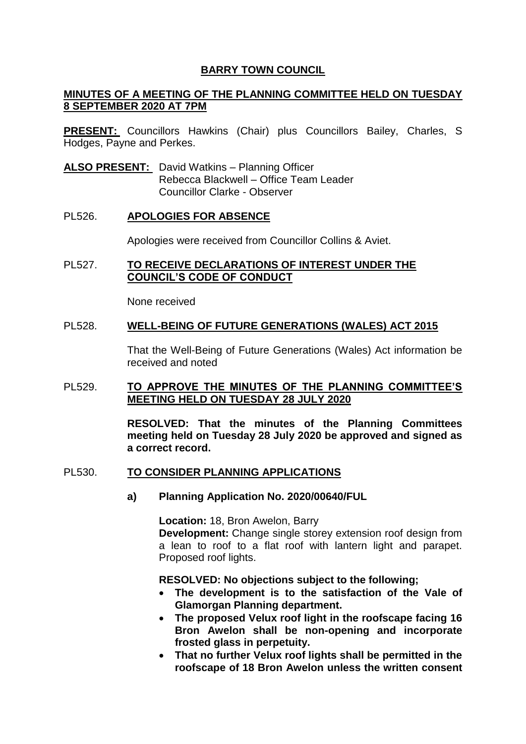# BARRY TOWN COUNCIL

## MINUTES OF A MEETING OF THE PLANNING COMMITTEE HELD ON TUESDAY 8 SEPTEMBER 2020 AT 7PM

**PRESENT:** Councillors Hawkins (Chair) plus Councillors Bailey, Charles, S Hodges, Payne and Perkes.

**ALSO PRESENT:** David Watkins – Planning Officer
Rebecca Blackwell – Office Team Leader
Councillor Clarke - Observer

### PL526. APOLOGIES FOR ABSENCE

Apologies were received from Councillor Collins & Aviet.

### PL527. TO RECEIVE DECLARATIONS OF INTEREST UNDER THE COUNCIL'S CODE OF CONDUCT

None received

### PL528. WELL-BEING OF FUTURE GENERATIONS (WALES) ACT 2015

That the Well-Being of Future Generations (Wales) Act information be received and noted

### PL529. TO APPROVE THE MINUTES OF THE PLANNING COMMITTEE'S MEETING HELD ON TUESDAY 28 JULY 2020

**RESOLVED: That the minutes of the Planning Committees meeting held on Tuesday 28 July 2020 be approved and signed as a correct record.**

### PL530. TO CONSIDER PLANNING APPLICATIONS

**a) Planning Application No. 2020/00640/FUL**

**Location:** 18, Bron Awelon, Barry
**Development:** Change single storey extension roof design from a lean to roof to a flat roof with lantern light and parapet. Proposed roof lights.

**RESOLVED: No objections subject to the following;**

- **The development is to the satisfaction of the Vale of Glamorgan Planning department.**
- **The proposed Velux roof light in the roofscape facing 16 Bron Awelon shall be non-opening and incorporate frosted glass in perpetuity.**
- **That no further Velux roof lights shall be permitted in the roofscape of 18 Bron Awelon unless the written consent**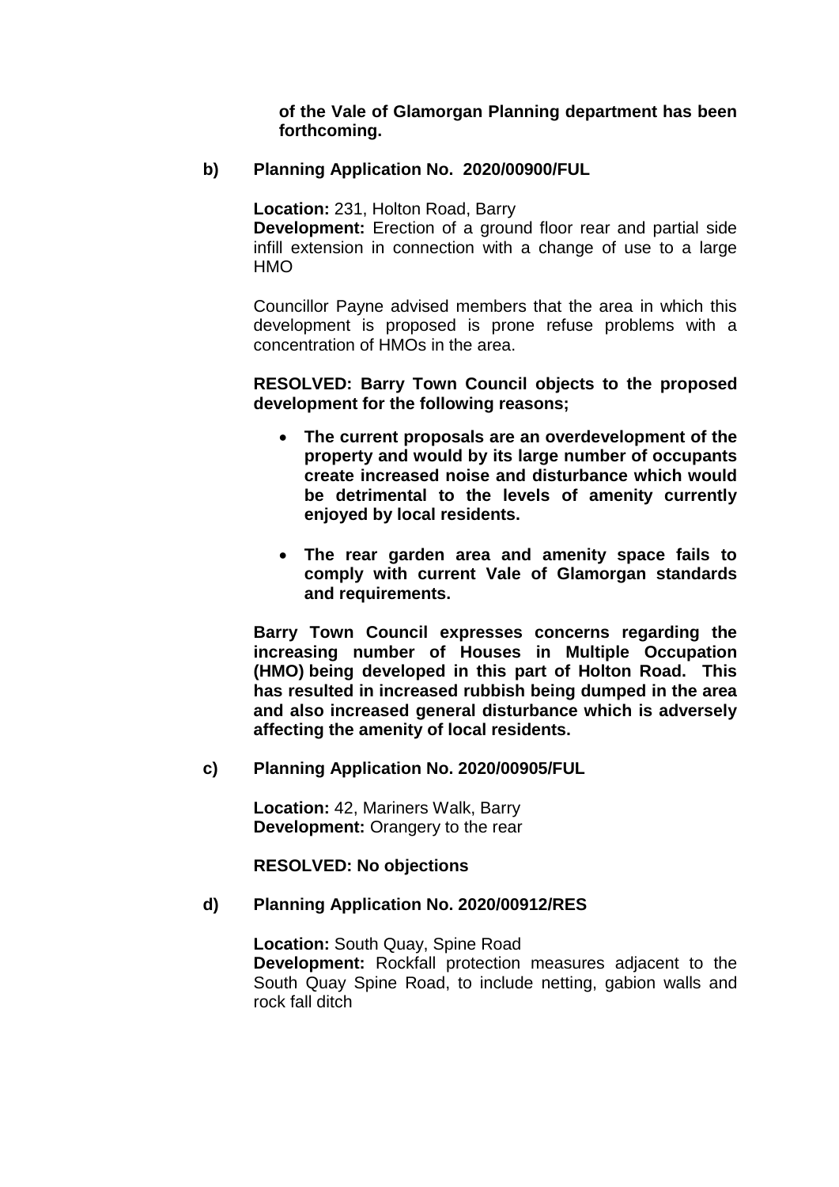**of the Vale of Glamorgan Planning department has been forthcoming.**

**b) Planning Application No. 2020/00900/FUL**

**Location:** 231, Holton Road, Barry
**Development:** Erection of a ground floor rear and partial side infill extension in connection with a change of use to a large HMO

Councillor Payne advised members that the area in which this development is proposed is prone refuse problems with a concentration of HMOs in the area.

**RESOLVED: Barry Town Council objects to the proposed development for the following reasons;**

- **The current proposals are an overdevelopment of the property and would by its large number of occupants create increased noise and disturbance which would be detrimental to the levels of amenity currently enjoyed by local residents.**
- **The rear garden area and amenity space fails to comply with current Vale of Glamorgan standards and requirements.**

**Barry Town Council expresses concerns regarding the increasing number of Houses in Multiple Occupation (HMO) being developed in this part of Holton Road. This has resulted in increased rubbish being dumped in the area and also increased general disturbance which is adversely affecting the amenity of local residents.**

**c) Planning Application No. 2020/00905/FUL**

**Location:** 42, Mariners Walk, Barry
**Development:** Orangery to the rear

**RESOLVED: No objections**

**d) Planning Application No. 2020/00912/RES**

**Location:** South Quay, Spine Road
**Development:** Rockfall protection measures adjacent to the South Quay Spine Road, to include netting, gabion walls and rock fall ditch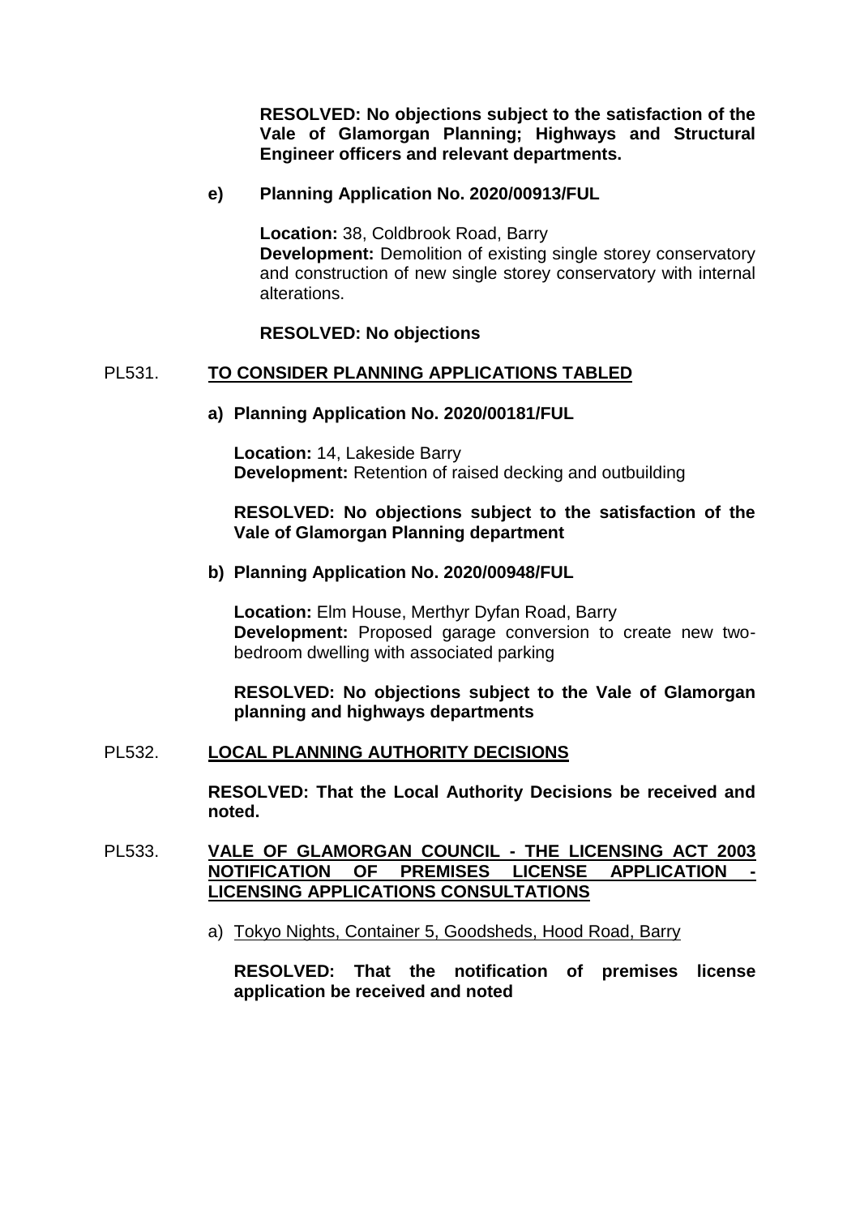**RESOLVED: No objections subject to the satisfaction of the Vale of Glamorgan Planning; Highways and Structural Engineer officers and relevant departments.**

**e) Planning Application No. 2020/00913/FUL**

**Location:** 38, Coldbrook Road, Barry
**Development:** Demolition of existing single storey conservatory and construction of new single storey conservatory with internal alterations.

**RESOLVED: No objections**

PL531. **TO CONSIDER PLANNING APPLICATIONS TABLED**

**a) Planning Application No. 2020/00181/FUL**

**Location:** 14, Lakeside Barry
**Development:** Retention of raised decking and outbuilding

**RESOLVED: No objections subject to the satisfaction of the Vale of Glamorgan Planning department**

**b) Planning Application No. 2020/00948/FUL**

**Location:** Elm House, Merthyr Dyfan Road, Barry
**Development:** Proposed garage conversion to create new two-bedroom dwelling with associated parking

**RESOLVED: No objections subject to the Vale of Glamorgan planning and highways departments**

PL532. **LOCAL PLANNING AUTHORITY DECISIONS**

**RESOLVED: That the Local Authority Decisions be received and noted.**

PL533. **VALE OF GLAMORGAN COUNCIL - THE LICENSING ACT 2003 NOTIFICATION OF PREMISES LICENSE APPLICATION - LICENSING APPLICATIONS CONSULTATIONS**

a) Tokyo Nights, Container 5, Goodsheds, Hood Road, Barry

**RESOLVED: That the notification of premises license application be received and noted**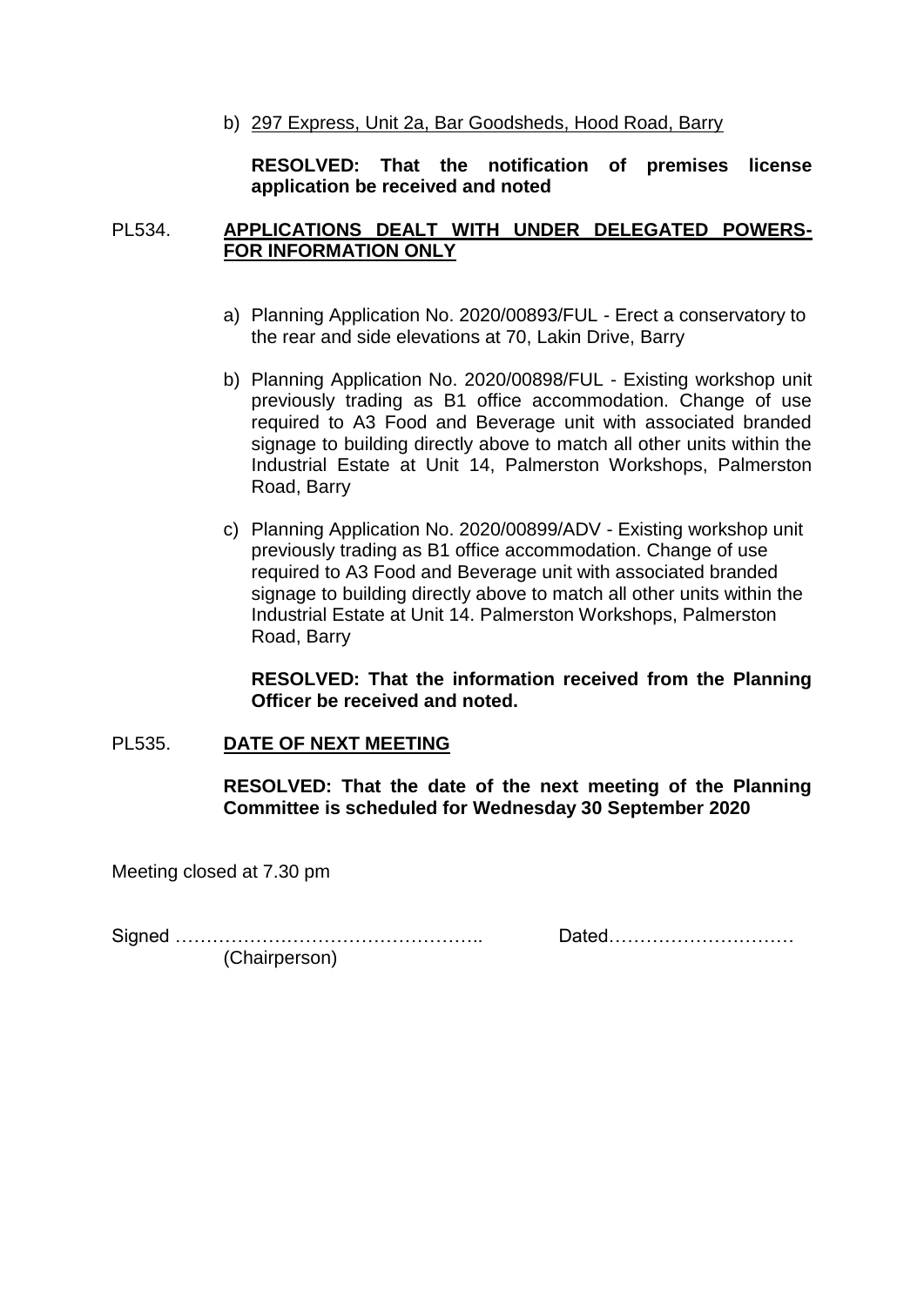b) 297 Express, Unit 2a, Bar Goodsheds, Hood Road, Barry

**RESOLVED: That the notification of premises license application be received and noted**

PL534. **APPLICATIONS DEALT WITH UNDER DELEGATED POWERS- FOR INFORMATION ONLY**

a) Planning Application No. 2020/00893/FUL - Erect a conservatory to the rear and side elevations at 70, Lakin Drive, Barry

b) Planning Application No. 2020/00898/FUL - Existing workshop unit previously trading as B1 office accommodation. Change of use required to A3 Food and Beverage unit with associated branded signage to building directly above to match all other units within the Industrial Estate at Unit 14, Palmerston Workshops, Palmerston Road, Barry

c) Planning Application No. 2020/00899/ADV - Existing workshop unit previously trading as B1 office accommodation. Change of use required to A3 Food and Beverage unit with associated branded signage to building directly above to match all other units within the Industrial Estate at Unit 14. Palmerston Workshops, Palmerston Road, Barry

**RESOLVED: That the information received from the Planning Officer be received and noted.**

PL535. **DATE OF NEXT MEETING**

**RESOLVED: That the date of the next meeting of the Planning Committee is scheduled for Wednesday 30 September 2020**

Meeting closed at 7.30 pm

Signed ………………………………………….. (Chairperson)

Dated…………………………